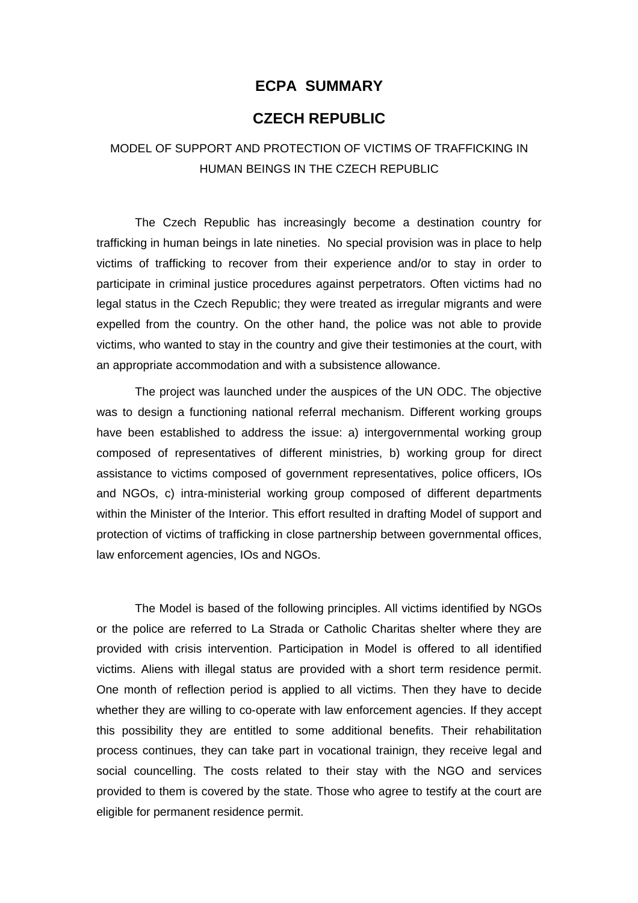# ECPA SUMMARY

## CZECH REPUBLIC

### MODEL OF SUPPORT AND PROTECTION OF VICTIMS OF TRAFFICKING IN HUMAN BEINGS IN THE CZECH REPUBLIC

The Czech Republic has increasingly become a destination country for trafficking in human beings in late nineties. No special provision was in place to help victims of trafficking to recover from their experience and/or to stay in order to participate in criminal justice procedures against perpetrators. Often victims had no legal status in the Czech Republic; they were treated as irregular migrants and were expelled from the country. On the other hand, the police was not able to provide victims, who wanted to stay in the country and give their testimonies at the court, with an appropriate accommodation and with a subsistence allowance.

The project was launched under the auspices of the UN ODC. The objective was to design a functioning national referral mechanism. Different working groups have been established to address the issue: a) intergovernmental working group composed of representatives of different ministries, b) working group for direct assistance to victims composed of government representatives, police officers, IOs and NGOs, c) intra-ministerial working group composed of different departments within the Minister of the Interior. This effort resulted in drafting Model of support and protection of victims of trafficking in close partnership between governmental offices, law enforcement agencies, IOs and NGOs.

The Model is based of the following principles. All victims identified by NGOs or the police are referred to La Strada or Catholic Charitas shelter where they are provided with crisis intervention. Participation in Model is offered to all identified victims. Aliens with illegal status are provided with a short term residence permit. One month of reflection period is applied to all victims. Then they have to decide whether they are willing to co-operate with law enforcement agencies. If they accept this possibility they are entitled to some additional benefits. Their rehabilitation process continues, they can take part in vocational trainign, they receive legal and social councelling. The costs related to their stay with the NGO and services provided to them is covered by the state. Those who agree to testify at the court are eligible for permanent residence permit.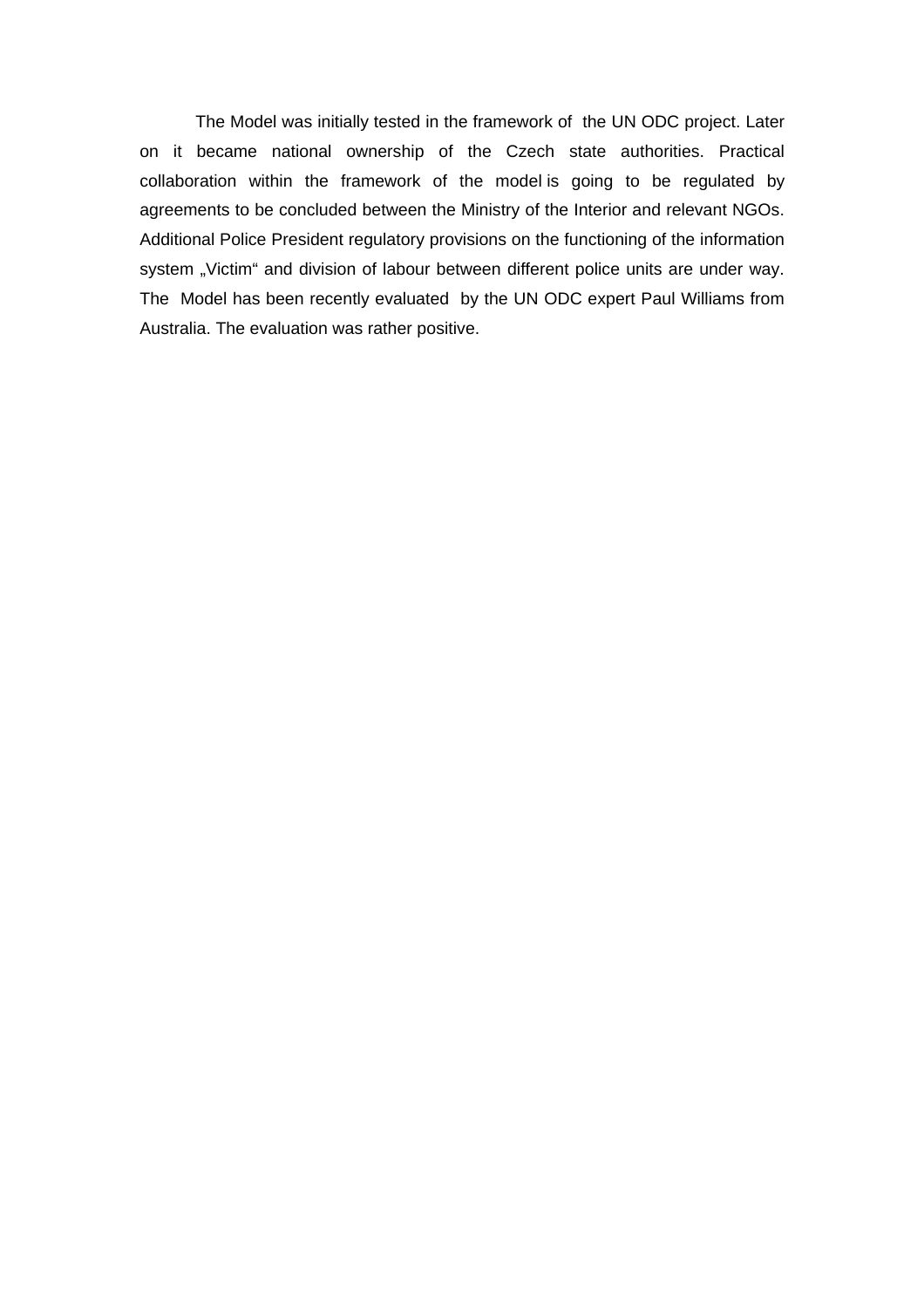The Model was initially tested in the framework of the UN ODC project. Later on it became national ownership of the Czech state authorities. Practical collaboration within the framework of the model is going to be regulated by agreements to be concluded between the Ministry of the Interior and relevant NGOs. Additional Police President regulatory provisions on the functioning of the information system „Victim" and division of labour between different police units are under way. The Model has been recently evaluated by the UN ODC expert Paul Williams from Australia. The evaluation was rather positive.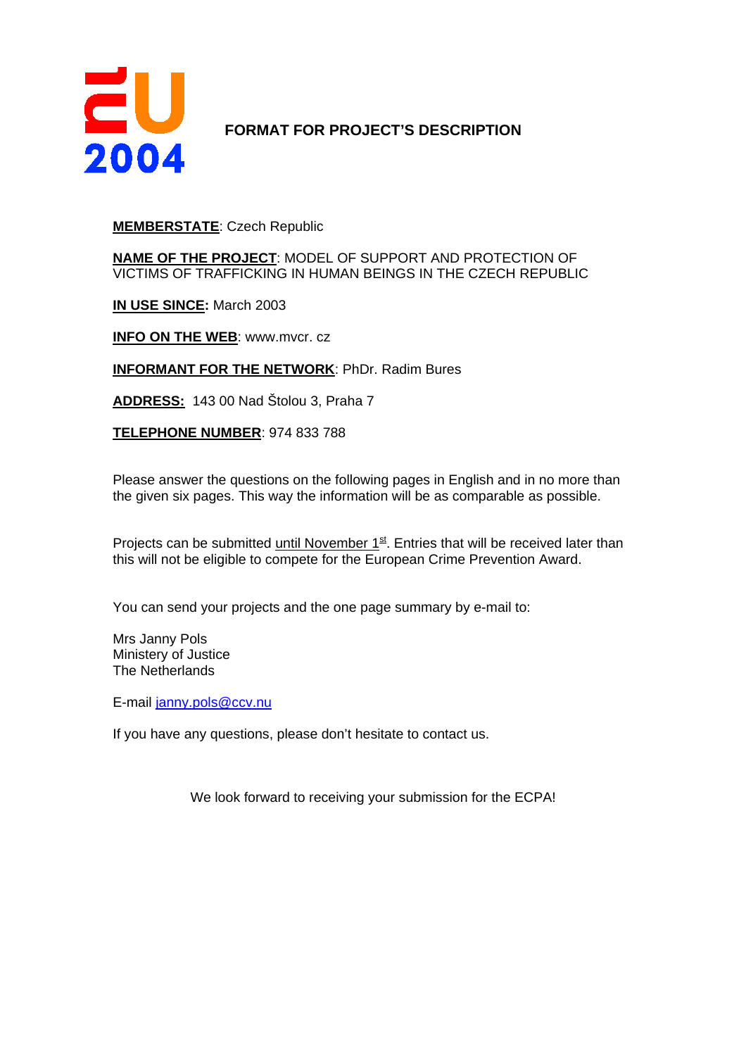**FORMAT FOR PROJECT'S DESCRIPTION**

**MEMBERSTATE**: Czech Republic

**NAME OF THE PROJECT**: MODEL OF SUPPORT AND PROTECTION OF VICTIMS OF TRAFFICKING IN HUMAN BEINGS IN THE CZECH REPUBLIC

**IN USE SINCE:** March 2003

**INFO ON THE WEB**: www.mvcr. cz

**INFORMANT FOR THE NETWORK**: PhDr. Radim Bures

**ADDRESS:** 143 00 Nad Štolou 3, Praha 7

**TELEPHONE NUMBER**: 974 833 788

Please answer the questions on the following pages in English and in no more than the given six pages. This way the information will be as comparable as possible.

Projects can be submitted until November 1st. Entries that will be received later than this will not be eligible to compete for the European Crime Prevention Award.

You can send your projects and the one page summary by e-mail to:

Mrs Janny Pols
Ministery of Justice
The Netherlands

E-mail janny.pols@ccv.nu

If you have any questions, please don't hesitate to contact us.

We look forward to receiving your submission for the ECPA!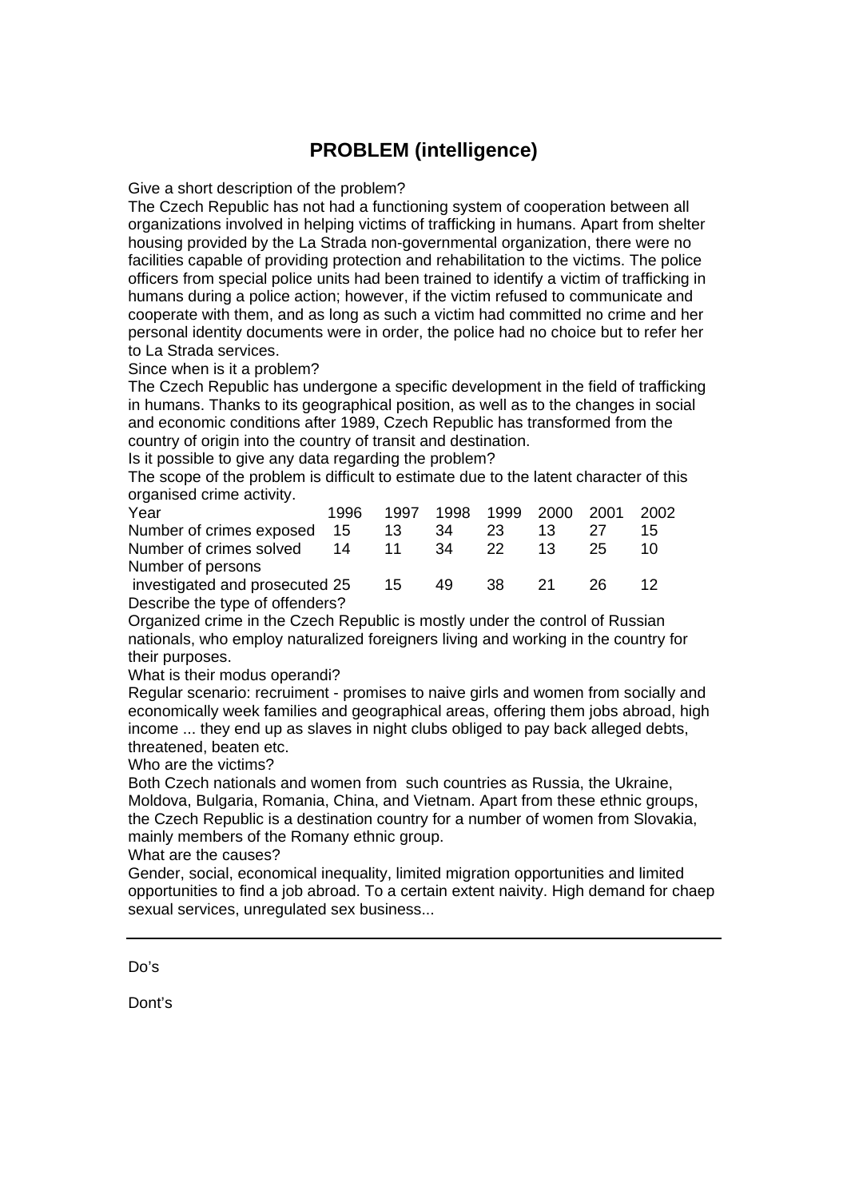# PROBLEM (intelligence)

Give a short description of the problem?

The Czech Republic has not had a functioning system of cooperation between all organizations involved in helping victims of trafficking in humans. Apart from shelter housing provided by the La Strada non-governmental organization, there were no facilities capable of providing protection and rehabilitation to the victims. The police officers from special police units had been trained to identify a victim of trafficking in humans during a police action; however, if the victim refused to communicate and cooperate with them, and as long as such a victim had committed no crime and her personal identity documents were in order, the police had no choice but to refer her to La Strada services.

Since when is it a problem?

The Czech Republic has undergone a specific development in the field of trafficking in humans. Thanks to its geographical position, as well as to the changes in social and economic conditions after 1989, Czech Republic has transformed from the country of origin into the country of transit and destination.

Is it possible to give any data regarding the problem?

The scope of the problem is difficult to estimate due to the latent character of this organised crime activity.

| Year | 1996 | 1997 | 1998 | 1999 | 2000 | 2001 | 2002 |
|---|---|---|---|---|---|---|---|
| Number of crimes exposed | 15 | 13 | 34 | 23 | 13 | 27 | 15 |
| Number of crimes solved | 14 | 11 | 34 | 22 | 13 | 25 | 10 |
| Number of persons investigated and prosecuted | 25 | 15 | 49 | 38 | 21 | 26 | 12 |

Describe the type of offenders?

Organized crime in the Czech Republic is mostly under the control of Russian nationals, who employ naturalized foreigners living and working in the country for their purposes.

What is their modus operandi?

Regular scenario: recruiment - promises to naive girls and women from socially and economically week families and geographical areas, offering them jobs abroad, high income ... they end up as slaves in night clubs obliged to pay back alleged debts, threatened, beaten etc.

Who are the victims?

Both Czech nationals and women from such countries as Russia, the Ukraine, Moldova, Bulgaria, Romania, China, and Vietnam. Apart from these ethnic groups, the Czech Republic is a destination country for a number of women from Slovakia, mainly members of the Romany ethnic group.

What are the causes?

Gender, social, economical inequality, limited migration opportunities and limited opportunities to find a job abroad. To a certain extent naivity. High demand for chaep sexual services, unregulated sex business...

---

Do's

Dont's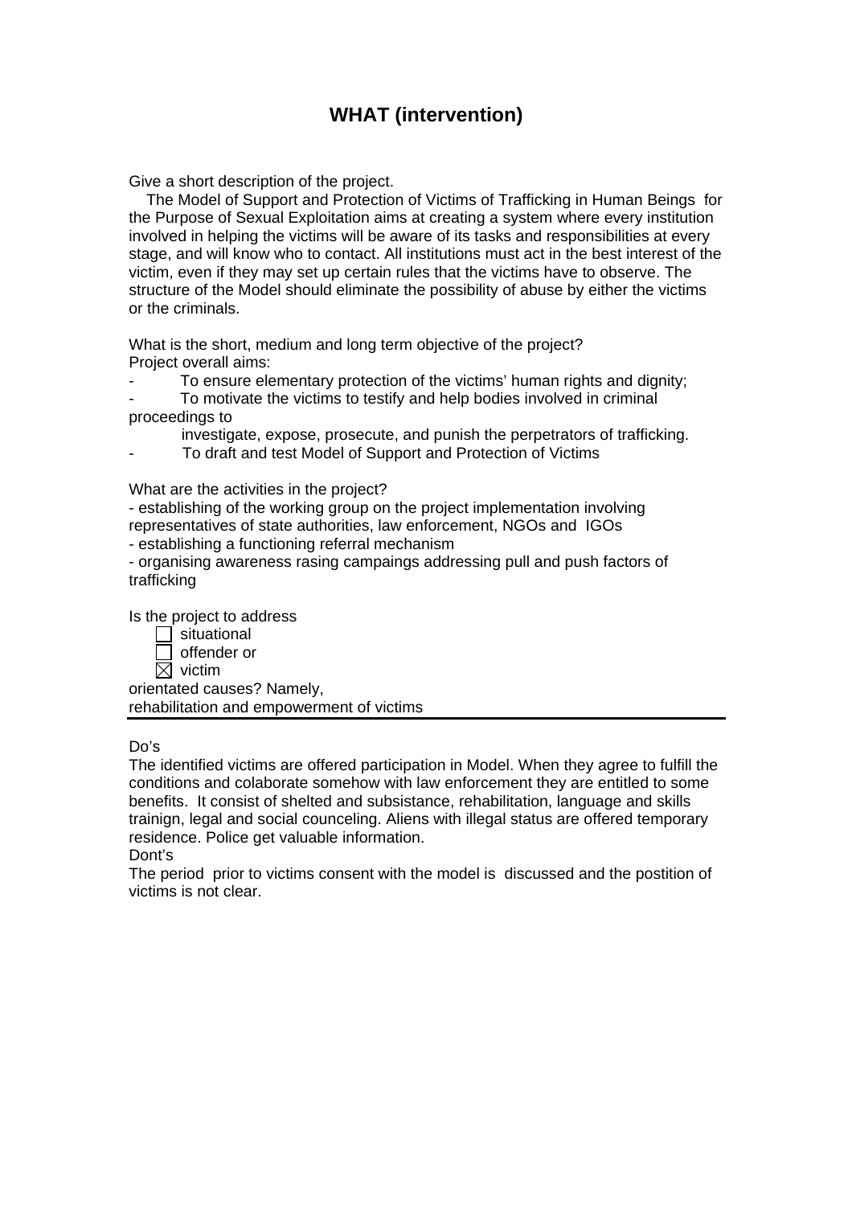## WHAT (intervention)

Give a short description of the project.

The Model of Support and Protection of Victims of Trafficking in Human Beings for the Purpose of Sexual Exploitation aims at creating a system where every institution involved in helping the victims will be aware of its tasks and responsibilities at every stage, and will know who to contact. All institutions must act in the best interest of the victim, even if they may set up certain rules that the victims have to observe. The structure of the Model should eliminate the possibility of abuse by either the victims or the criminals.

What is the short, medium and long term objective of the project?
Project overall aims:

- To ensure elementary protection of the victims' human rights and dignity;
- To motivate the victims to testify and help bodies involved in criminal proceedings to investigate, expose, prosecute, and punish the perpetrators of trafficking.
- To draft and test Model of Support and Protection of Victims

What are the activities in the project?
- establishing of the working group on the project implementation involving representatives of state authorities, law enforcement, NGOs and IGOs
- establishing a functioning referral mechanism
- organising awareness rasing campaings addressing pull and push factors of trafficking

Is the project to address

- [ ] situational
- [ ] offender or
- [x] victim

orientated causes? Namely,
rehabilitation and empowerment of victims

---

Do's
The identified victims are offered participation in Model. When they agree to fulfill the conditions and colaborate somehow with law enforcement they are entitled to some benefits. It consist of shelted and subsistance, rehabilitation, language and skills trainign, legal and social counceling. Aliens with illegal status are offered temporary residence. Police get valuable information.
Dont's
The period prior to victims consent with the model is discussed and the postition of victims is not clear.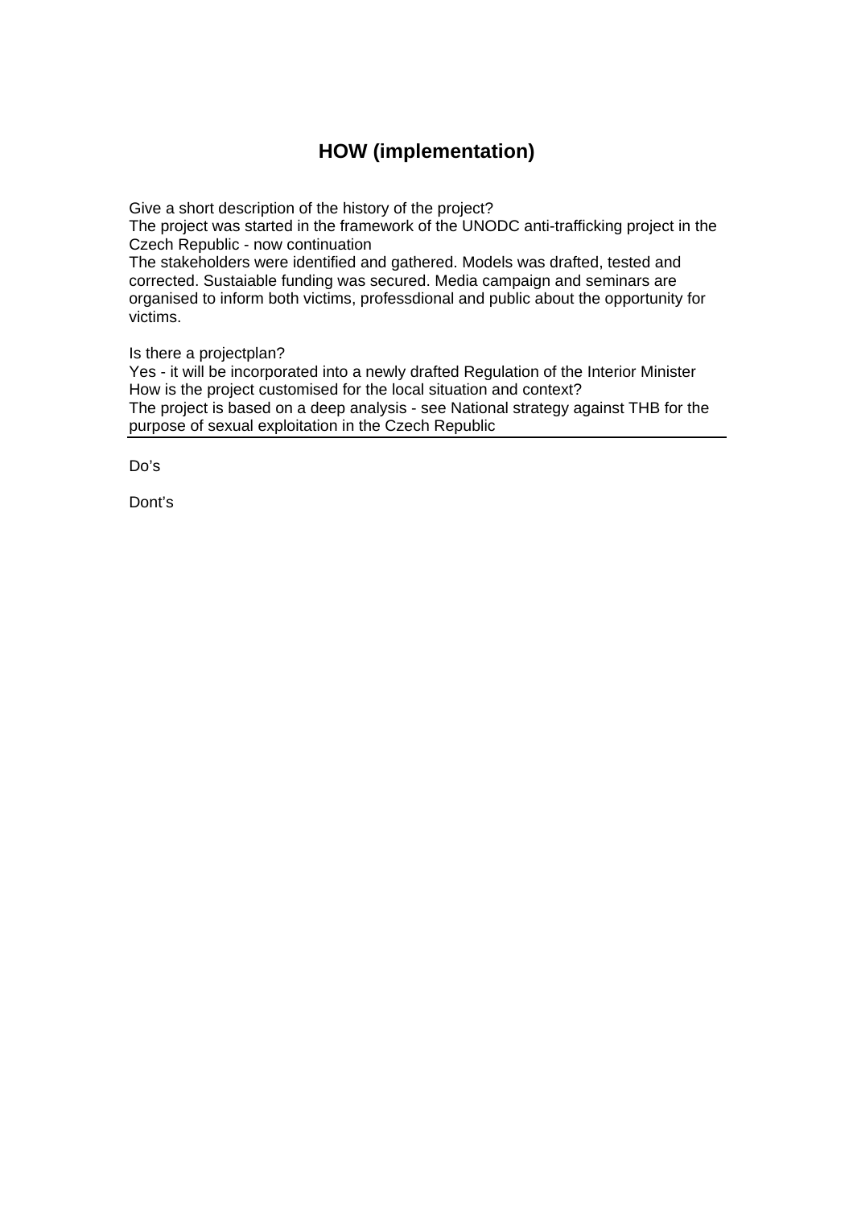## HOW (implementation)

Give a short description of the history of the project?
The project was started in the framework of the UNODC anti-trafficking project in the Czech Republic - now continuation
The stakeholders were identified and gathered. Models was drafted, tested and corrected. Sustaiable funding was secured. Media campaign and seminars are organised to inform both victims, professdional and public about the opportunity for victims.

Is there a projectplan?
Yes - it will be incorporated into a newly drafted Regulation of the Interior Minister
How is the project customised for the local situation and context?
The project is based on a deep analysis - see National strategy against THB for the purpose of sexual exploitation in the Czech Republic

---

Do's

Dont's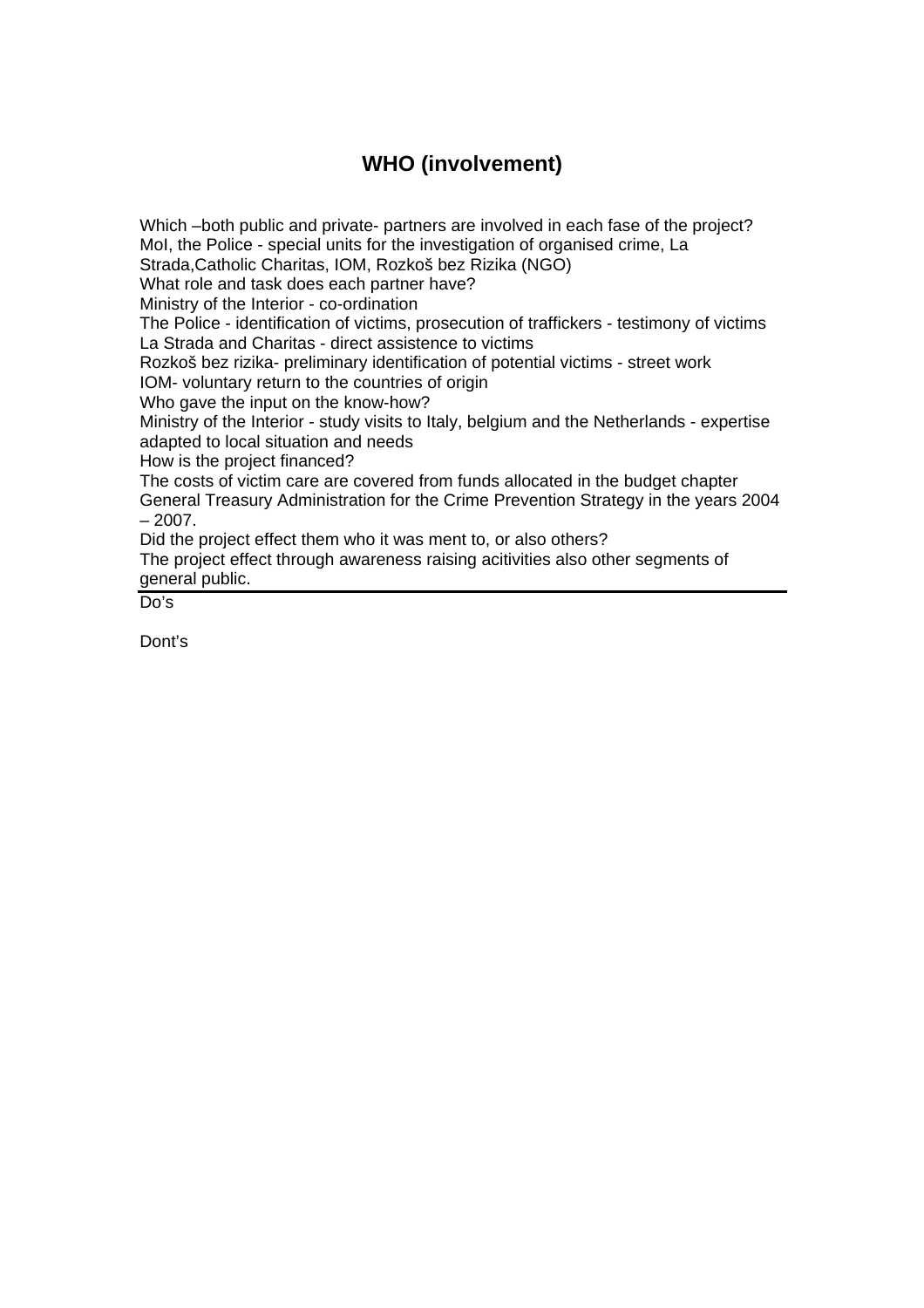# WHO (involvement)

Which –both public and private- partners are involved in each fase of the project?
MoI, the Police - special units for the investigation of organised crime, La Strada,Catholic Charitas, IOM, Rozkoš bez Rizika (NGO)
What role and task does each partner have?
Ministry of the Interior - co-ordination
The Police - identification of victims, prosecution of traffickers - testimony of victims
La Strada and Charitas - direct assistence to victims
Rozkoš bez rizika- preliminary identification of potential victims - street work
IOM- voluntary return to the countries of origin
Who gave the input on the know-how?
Ministry of the Interior - study visits to Italy, belgium and the Netherlands - expertise adapted to local situation and needs
How is the project financed?
The costs of victim care are covered from funds allocated in the budget chapter General Treasury Administration for the Crime Prevention Strategy in the years 2004 – 2007.
Did the project effect them who it was ment to, or also others?
The project effect through awareness raising acitivities also other segments of general public.

---

Do's

Dont's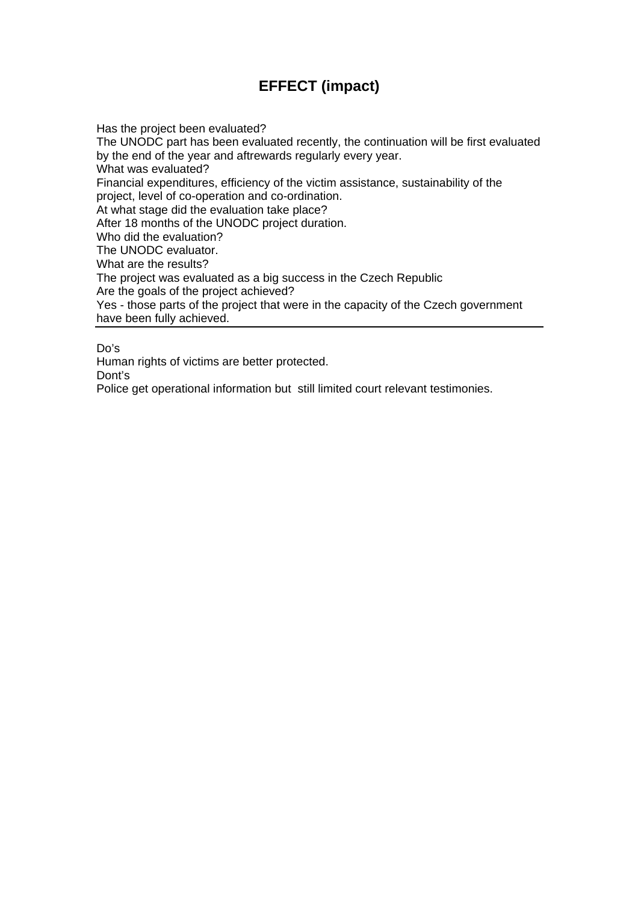# EFFECT (impact)

Has the project been evaluated?
The UNODC part has been evaluated recently, the continuation will be first evaluated by the end of the year and aftrewards regularly every year.
What was evaluated?
Financial expenditures, efficiency of the victim assistance, sustainability of the project, level of co-operation and co-ordination.
At what stage did the evaluation take place?
After 18 months of the UNODC project duration.
Who did the evaluation?
The UNODC evaluator.
What are the results?
The project was evaluated as a big success in the Czech Republic
Are the goals of the project achieved?
Yes - those parts of the project that were in the capacity of the Czech government have been fully achieved.

---

Do's
Human rights of victims are better protected.
Dont's
Police get operational information but still limited court relevant testimonies.